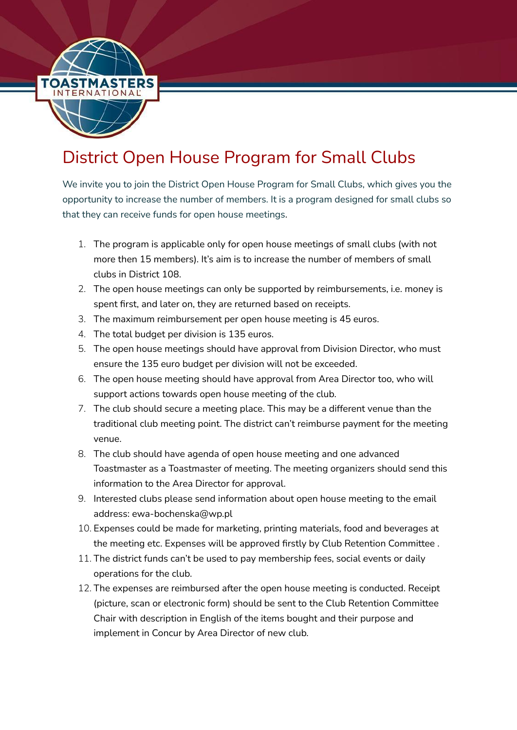# District Open House Program for Small Clubs

We invite you to join the District Open House Program for Small Clubs, which gives you the opportunity to increase the number of members. It is a program designed for small clubs so that they can receive funds for open house meetings.

1. The program is applicable only for open house meetings of small clubs (with not more then 15 members). It's aim is to increase the number of members of small clubs in District 108.
2. The open house meetings can only be supported by reimbursements, i.e. money is spent first, and later on, they are returned based on receipts.
3. The maximum reimbursement per open house meeting is 45 euros.
4. The total budget per division is 135 euros.
5. The open house meetings should have approval from Division Director, who must ensure the 135 euro budget per division will not be exceeded.
6. The open house meeting should have approval from Area Director too, who will support actions towards open house meeting of the club.
7. The club should secure a meeting place. This may be a different venue than the traditional club meeting point. The district can't reimburse payment for the meeting venue.
8. The club should have agenda of open house meeting and one advanced Toastmaster as a Toastmaster of meeting. The meeting organizers should send this information to the Area Director for approval.
9. Interested clubs please send information about open house meeting to the email address: ewa-bochenska@wp.pl
10. Expenses could be made for marketing, printing materials, food and beverages at the meeting etc. Expenses will be approved firstly by Club Retention Committee .
11. The district funds can't be used to pay membership fees, social events or daily operations for the club.
12. The expenses are reimbursed after the open house meeting is conducted. Receipt (picture, scan or electronic form) should be sent to the Club Retention Committee Chair with description in English of the items bought and their purpose and implement in Concur by Area Director of new club.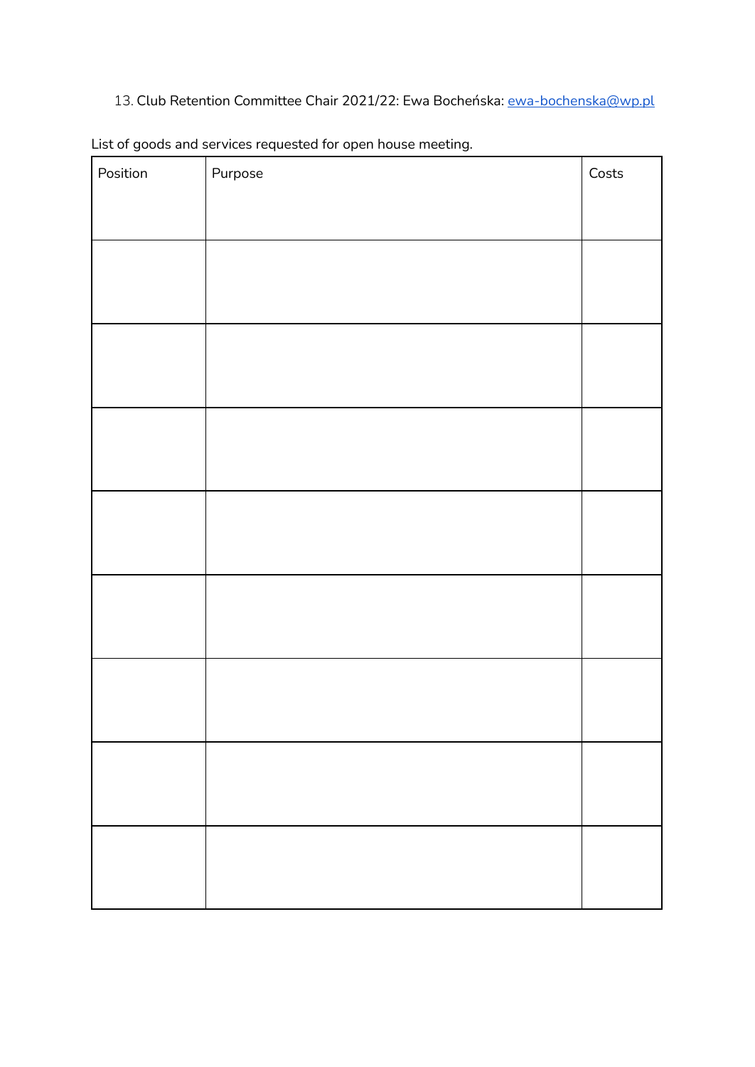13. Club Retention Committee Chair 2021/22: Ewa Bocheńska: ewa-bochenska@wp.pl

List of goods and services requested for open house meeting.

| Position | Purpose | Costs |
|---|---|---|
| | | |
| | | |
| | | |
| | | |
| | | |
| | | |
| | | |
| | | |